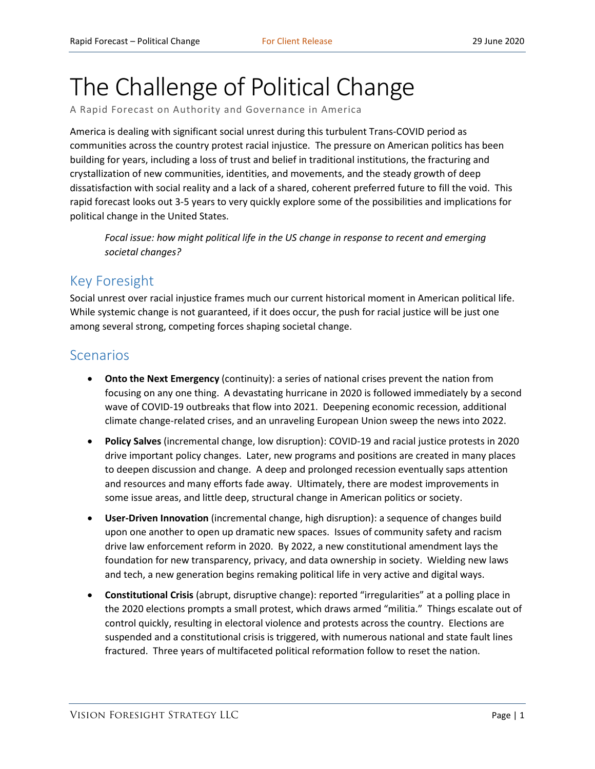# The Challenge of Political Change

A Rapid Forecast on Authority and Governance in America

America is dealing with significant social unrest during this turbulent Trans-COVID period as communities across the country protest racial injustice. The pressure on American politics has been building for years, including a loss of trust and belief in traditional institutions, the fracturing and crystallization of new communities, identities, and movements, and the steady growth of deep dissatisfaction with social reality and a lack of a shared, coherent preferred future to fill the void. This rapid forecast looks out 3-5 years to very quickly explore some of the possibilities and implications for political change in the United States.

> *Focal issue: how might political life in the US change in response to recent and emerging societal changes?*

## Key Foresight

Social unrest over racial injustice frames much our current historical moment in American political life. While systemic change is not guaranteed, if it does occur, the push for racial justice will be just one among several strong, competing forces shaping societal change.

## Scenarios

- **Onto the Next Emergency** (continuity): a series of national crises prevent the nation from focusing on any one thing. A devastating hurricane in 2020 is followed immediately by a second wave of COVID-19 outbreaks that flow into 2021. Deepening economic recession, additional climate change-related crises, and an unraveling European Union sweep the news into 2022.
- **Policy Salves** (incremental change, low disruption): COVID-19 and racial justice protests in 2020 drive important policy changes. Later, new programs and positions are created in many places to deepen discussion and change. A deep and prolonged recession eventually saps attention and resources and many efforts fade away. Ultimately, there are modest improvements in some issue areas, and little deep, structural change in American politics or society.
- **User-Driven Innovation** (incremental change, high disruption): a sequence of changes build upon one another to open up dramatic new spaces. Issues of community safety and racism drive law enforcement reform in 2020. By 2022, a new constitutional amendment lays the foundation for new transparency, privacy, and data ownership in society. Wielding new laws and tech, a new generation begins remaking political life in very active and digital ways.
- **Constitutional Crisis** (abrupt, disruptive change): reported "irregularities" at a polling place in the 2020 elections prompts a small protest, which draws armed "militia." Things escalate out of control quickly, resulting in electoral violence and protests across the country. Elections are suspended and a constitutional crisis is triggered, with numerous national and state fault lines fractured. Three years of multifaceted political reformation follow to reset the nation.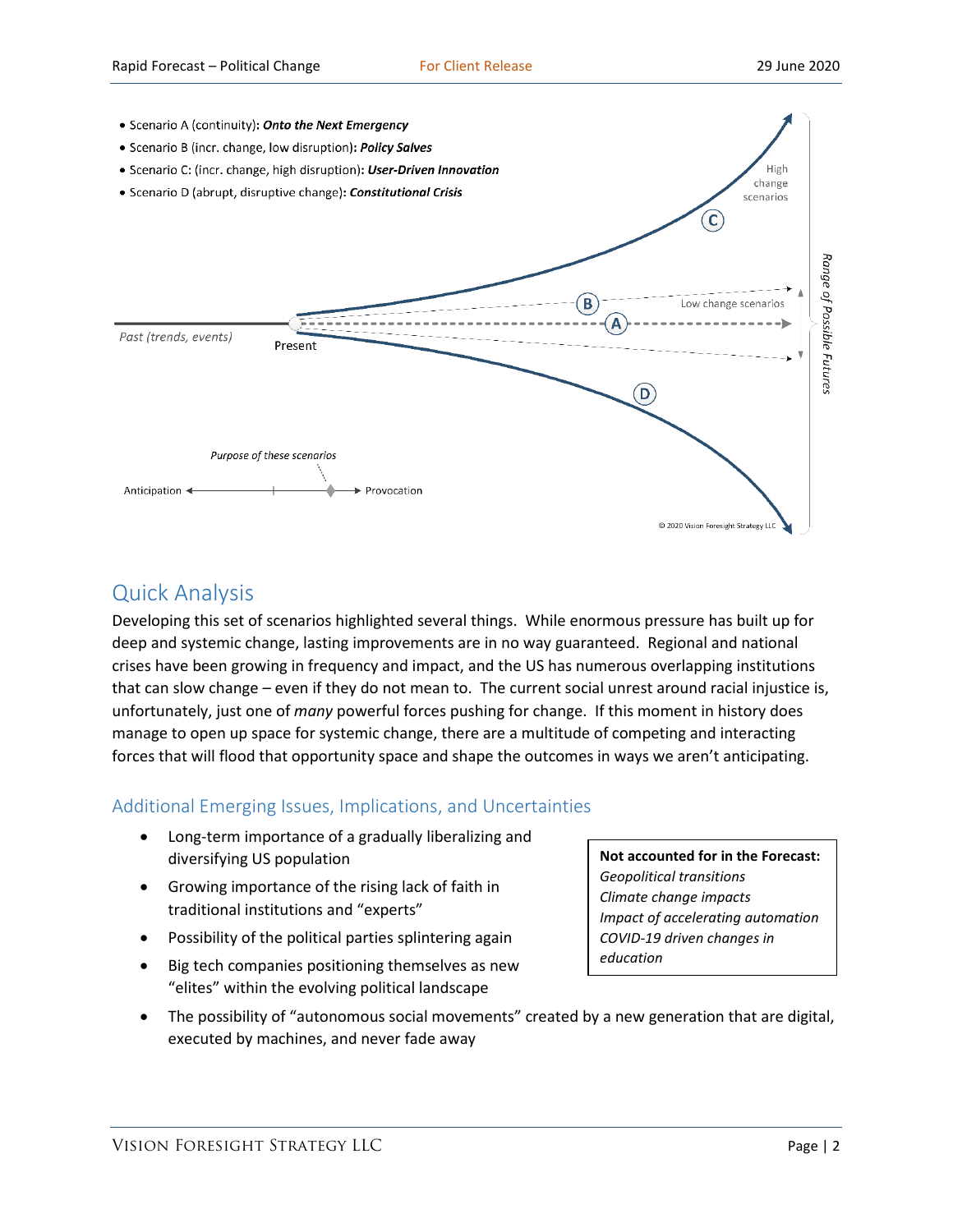- Scenario A (continuity): ***Onto the Next Emergency***
- Scenario B (incr. change, low disruption): ***Policy Salves***
- Scenario C: (incr. change, high disruption): ***User-Driven Innovation***
- Scenario D (abrupt, disruptive change): ***Constitutional Crisis***

High change scenarios

Low change scenarios

*Range of Possible Futures*

*Past (trends, events)*

Present

*Purpose of these scenarios*

Anticipation ◄ ► Provocation

© 2020 Vision Foresight Strategy LLC

## Quick Analysis

Developing this set of scenarios highlighted several things. While enormous pressure has built up for deep and systemic change, lasting improvements are in no way guaranteed. Regional and national crises have been growing in frequency and impact, and the US has numerous overlapping institutions that can slow change – even if they do not mean to. The current social unrest around racial injustice is, unfortunately, just one of *many* powerful forces pushing for change. If this moment in history does manage to open up space for systemic change, there are a multitude of competing and interacting forces that will flood that opportunity space and shape the outcomes in ways we aren't anticipating.

### Additional Emerging Issues, Implications, and Uncertainties

- Long-term importance of a gradually liberalizing and diversifying US population
- Growing importance of the rising lack of faith in traditional institutions and "experts"
- Possibility of the political parties splintering again
- Big tech companies positioning themselves as new "elites" within the evolving political landscape
- The possibility of "autonomous social movements" created by a new generation that are digital, executed by machines, and never fade away

**Not accounted for in the Forecast:**
*Geopolitical transitions*
*Climate change impacts*
*Impact of accelerating automation*
*COVID-19 driven changes in education*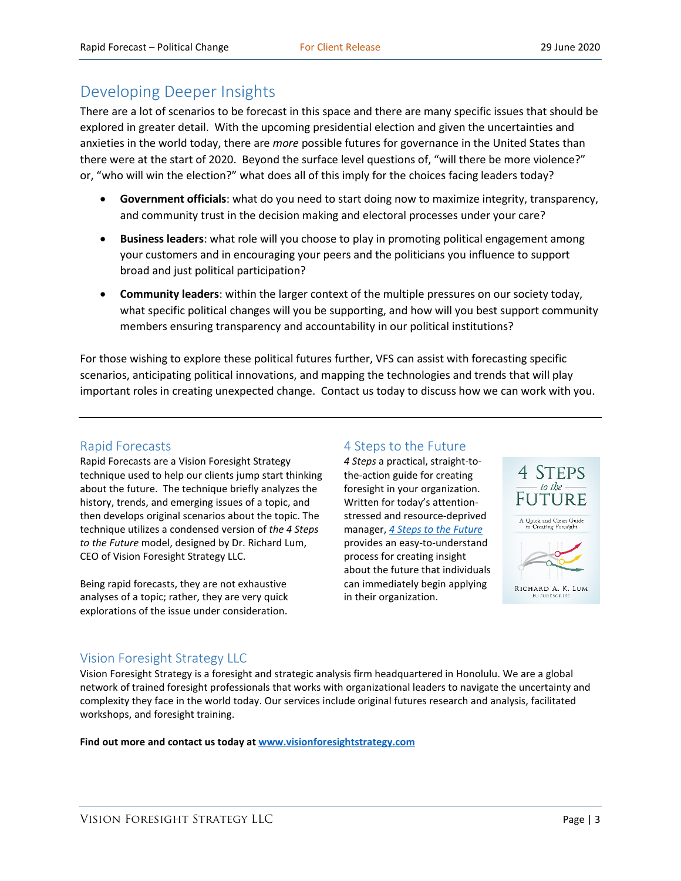## Developing Deeper Insights

There are a lot of scenarios to be forecast in this space and there are many specific issues that should be explored in greater detail. With the upcoming presidential election and given the uncertainties and anxieties in the world today, there are *more* possible futures for governance in the United States than there were at the start of 2020. Beyond the surface level questions of, "will there be more violence?" or, "who will win the election?" what does all of this imply for the choices facing leaders today?

- **Government officials**: what do you need to start doing now to maximize integrity, transparency, and community trust in the decision making and electoral processes under your care?
- **Business leaders**: what role will you choose to play in promoting political engagement among your customers and in encouraging your peers and the politicians you influence to support broad and just political participation?
- **Community leaders**: within the larger context of the multiple pressures on our society today, what specific political changes will you be supporting, and how will you best support community members ensuring transparency and accountability in our political institutions?

For those wishing to explore these political futures further, VFS can assist with forecasting specific scenarios, anticipating political innovations, and mapping the technologies and trends that will play important roles in creating unexpected change. Contact us today to discuss how we can work with you.

---

## Rapid Forecasts

Rapid Forecasts are a Vision Foresight Strategy technique used to help our clients jump start thinking about the future. The technique briefly analyzes the history, trends, and emerging issues of a topic, and then develops original scenarios about the topic. The technique utilizes a condensed version of *the 4 Steps to the Future* model, designed by Dr. Richard Lum, CEO of Vision Foresight Strategy LLC.

Being rapid forecasts, they are not exhaustive analyses of a topic; rather, they are very quick explorations of the issue under consideration.

## 4 Steps to the Future

*4 Steps* a practical, straight-to-the-action guide for creating foresight in your organization. Written for today's attention-stressed and resource-deprived manager, *4 Steps to the Future* provides an easy-to-understand process for creating insight about the future that individuals can immediately begin applying in their organization.

4 STEPS to the FUTURE

A Quick and Clean Guide to Creating Foresight

RICHARD A. K. LUM

FUTURESCRIBE

## Vision Foresight Strategy LLC

Vision Foresight Strategy is a foresight and strategic analysis firm headquartered in Honolulu. We are a global network of trained foresight professionals that works with organizational leaders to navigate the uncertainty and complexity they face in the world today. Our services include original futures research and analysis, facilitated workshops, and foresight training.

**Find out more and contact us today at www.visionforesightstrategy.com**